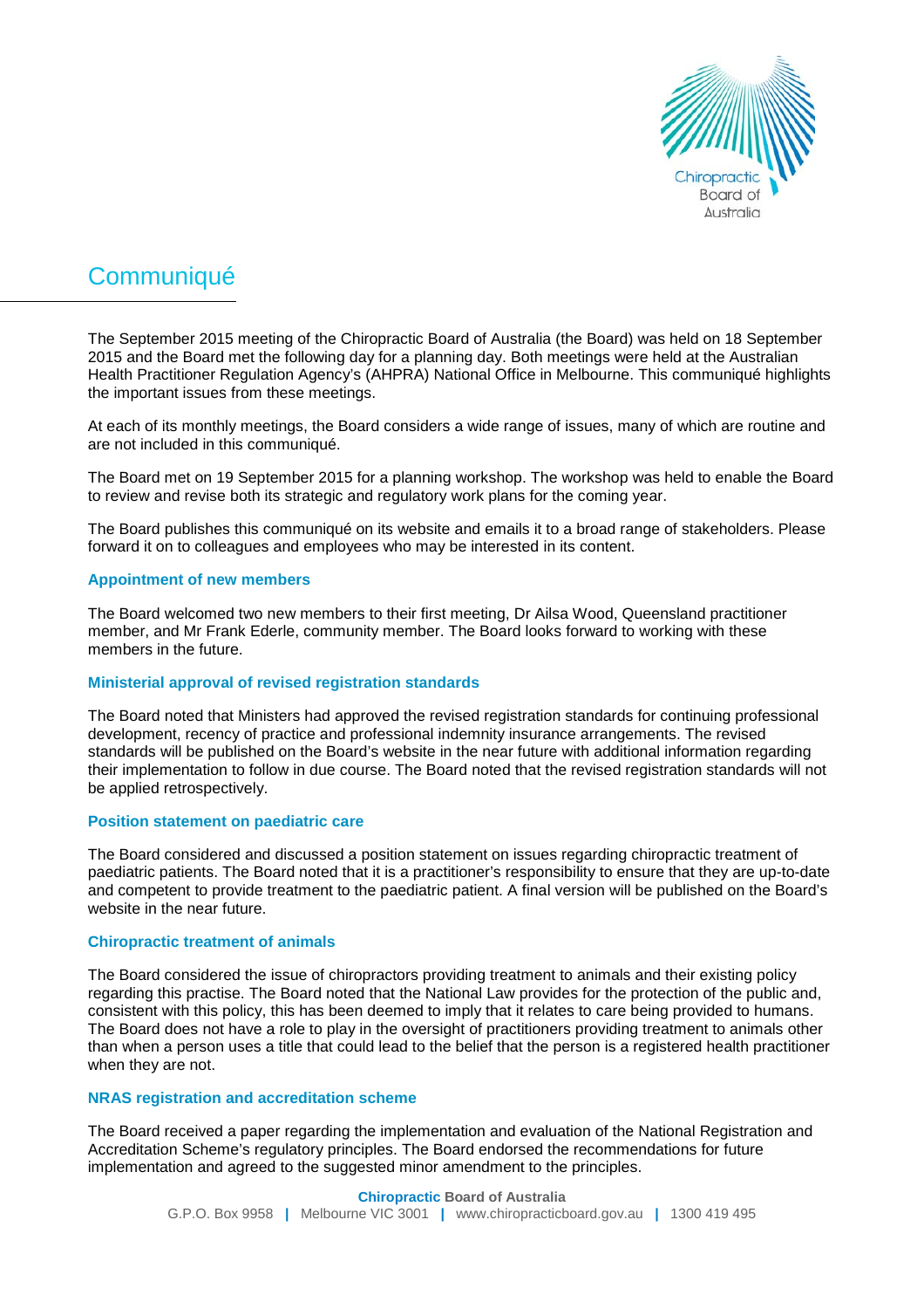# Communiqué

The September 2015 meeting of the Chiropractic Board of Australia (the Board) was held on 18 September 2015 and the Board met the following day for a planning day. Both meetings were held at the Australian Health Practitioner Regulation Agency's (AHPRA) National Office in Melbourne. This communiqué highlights the important issues from these meetings.

At each of its monthly meetings, the Board considers a wide range of issues, many of which are routine and are not included in this communiqué.

The Board met on 19 September 2015 for a planning workshop. The workshop was held to enable the Board to review and revise both its strategic and regulatory work plans for the coming year.

The Board publishes this communiqué on its website and emails it to a broad range of stakeholders. Please forward it on to colleagues and employees who may be interested in its content.

## Appointment of new members

The Board welcomed two new members to their first meeting, Dr Ailsa Wood, Queensland practitioner member, and Mr Frank Ederle, community member. The Board looks forward to working with these members in the future.

## Ministerial approval of revised registration standards

The Board noted that Ministers had approved the revised registration standards for continuing professional development, recency of practice and professional indemnity insurance arrangements. The revised standards will be published on the Board's website in the near future with additional information regarding their implementation to follow in due course. The Board noted that the revised registration standards will not be applied retrospectively.

## Position statement on paediatric care

The Board considered and discussed a position statement on issues regarding chiropractic treatment of paediatric patients. The Board noted that it is a practitioner's responsibility to ensure that they are up-to-date and competent to provide treatment to the paediatric patient. A final version will be published on the Board's website in the near future.

## Chiropractic treatment of animals

The Board considered the issue of chiropractors providing treatment to animals and their existing policy regarding this practise. The Board noted that the National Law provides for the protection of the public and, consistent with this policy, this has been deemed to imply that it relates to care being provided to humans. The Board does not have a role to play in the oversight of practitioners providing treatment to animals other than when a person uses a title that could lead to the belief that the person is a registered health practitioner when they are not.

## NRAS registration and accreditation scheme

The Board received a paper regarding the implementation and evaluation of the National Registration and Accreditation Scheme's regulatory principles. The Board endorsed the recommendations for future implementation and agreed to the suggested minor amendment to the principles.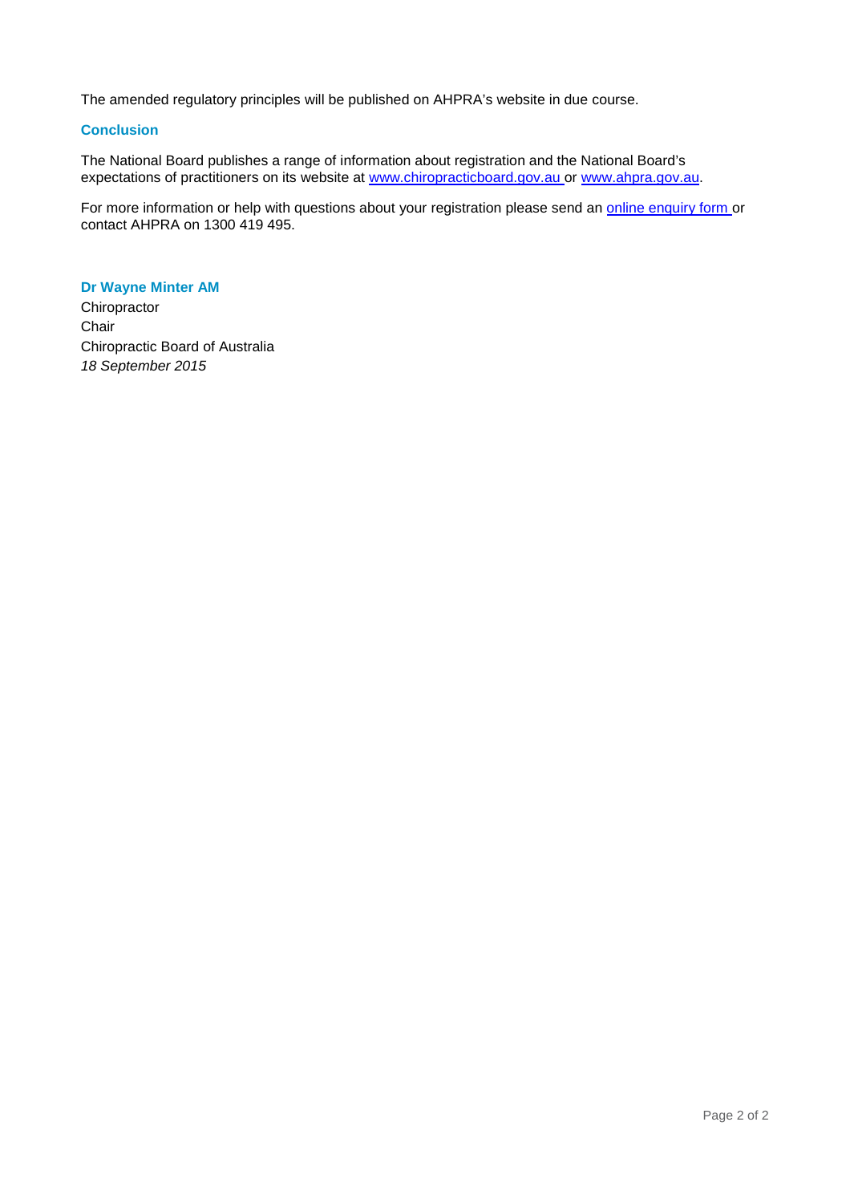The amended regulatory principles will be published on AHPRA's website in due course.

## Conclusion

The National Board publishes a range of information about registration and the National Board's expectations of practitioners on its website at [www.chiropracticboard.gov.au](http://www.chiropracticboard.gov.au) or [www.ahpra.gov.au](http://www.ahpra.gov.au).

For more information or help with questions about your registration please send an [online enquiry form](#) or contact AHPRA on 1300 419 495.

**Dr Wayne Minter AM**
Chiropractor
Chair
Chiropractic Board of Australia
*18 September 2015*